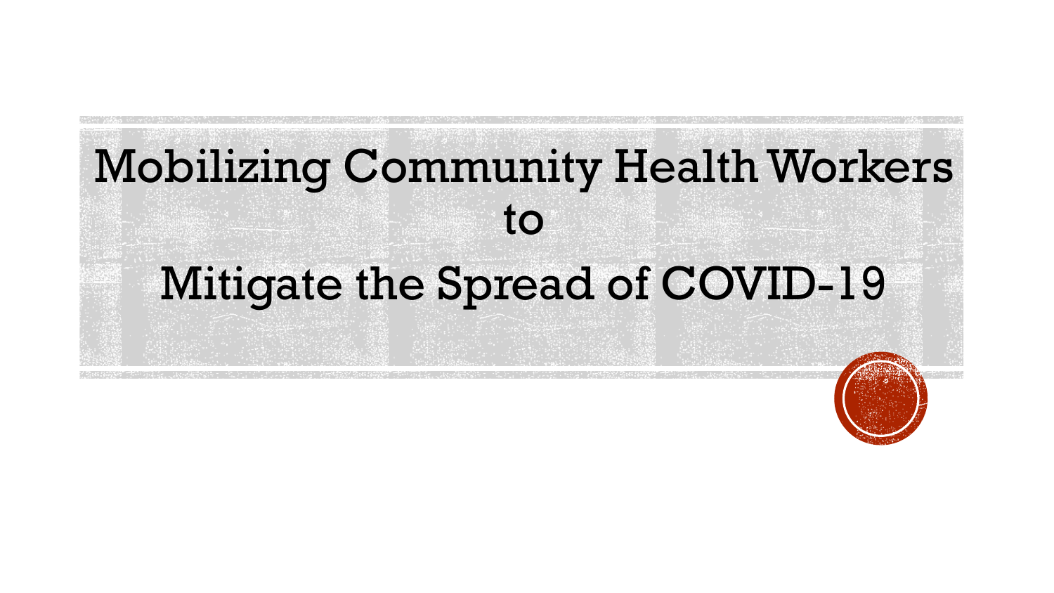# Mobilizing Community Health Workers to Mitigate the Spread of COVID-19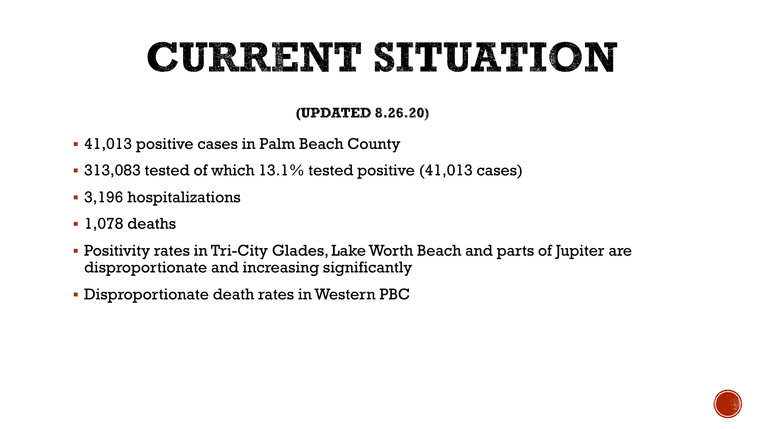# CURRENT SITUATION

**(UPDATED 8.26.20)**

- 41,013 positive cases in Palm Beach County
- 313,083 tested of which 13.1% tested positive (41,013 cases)
- 3,196 hospitalizations
- 1,078 deaths
- Positivity rates in Tri-City Glades, Lake Worth Beach and parts of Jupiter are disproportionate and increasing significantly
- Disproportionate death rates in Western PBC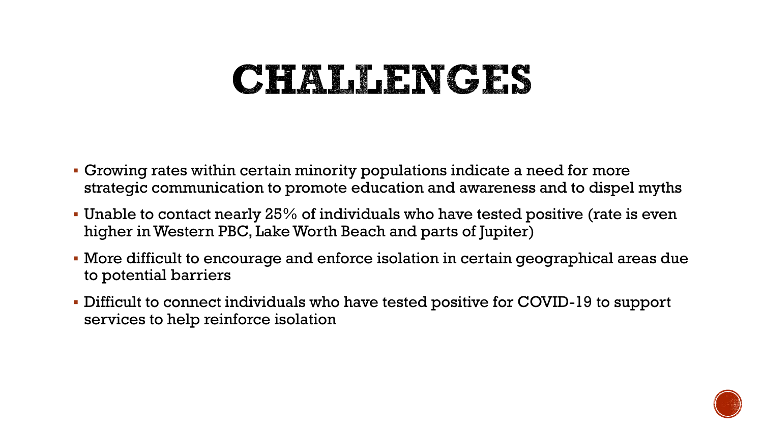# CHALLENGES

- Growing rates within certain minority populations indicate a need for more strategic communication to promote education and awareness and to dispel myths
- Unable to contact nearly 25% of individuals who have tested positive (rate is even higher in Western PBC, Lake Worth Beach and parts of Jupiter)
- More difficult to encourage and enforce isolation in certain geographical areas due to potential barriers
- Difficult to connect individuals who have tested positive for COVID-19 to support services to help reinforce isolation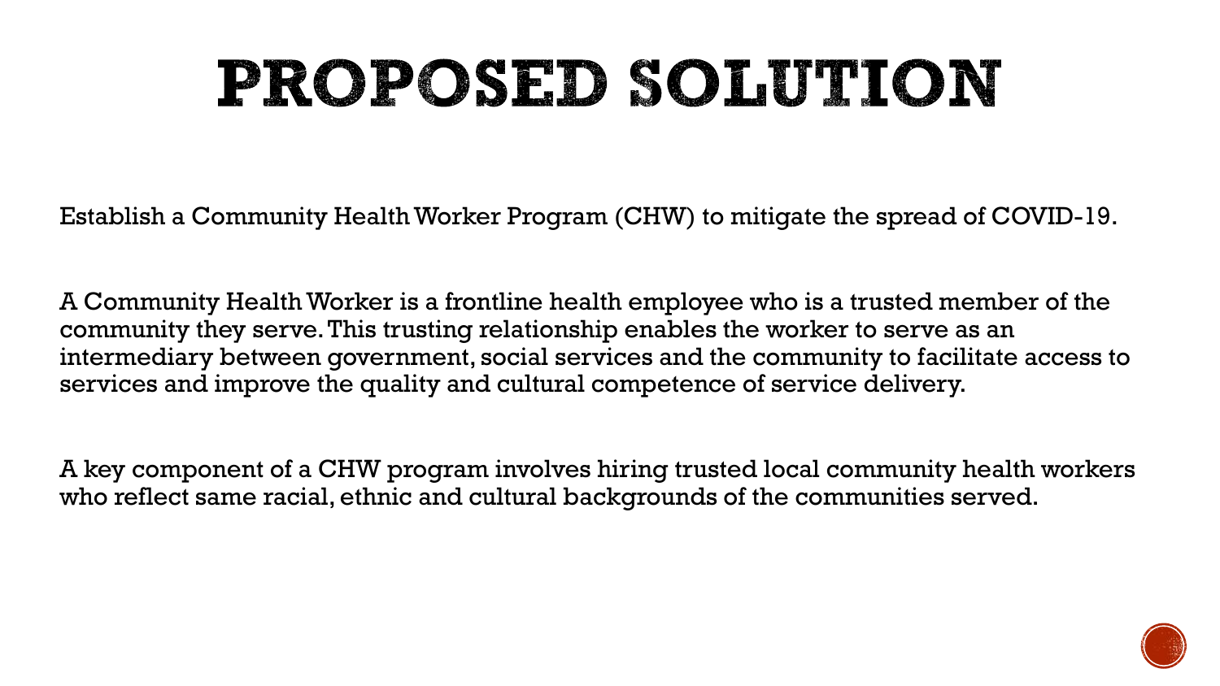# PROPOSED SOLUTION

Establish a Community Health Worker Program (CHW) to mitigate the spread of COVID-19.

A Community Health Worker is a frontline health employee who is a trusted member of the community they serve. This trusting relationship enables the worker to serve as an intermediary between government, social services and the community to facilitate access to services and improve the quality and cultural competence of service delivery.

A key component of a CHW program involves hiring trusted local community health workers who reflect same racial, ethnic and cultural backgrounds of the communities served.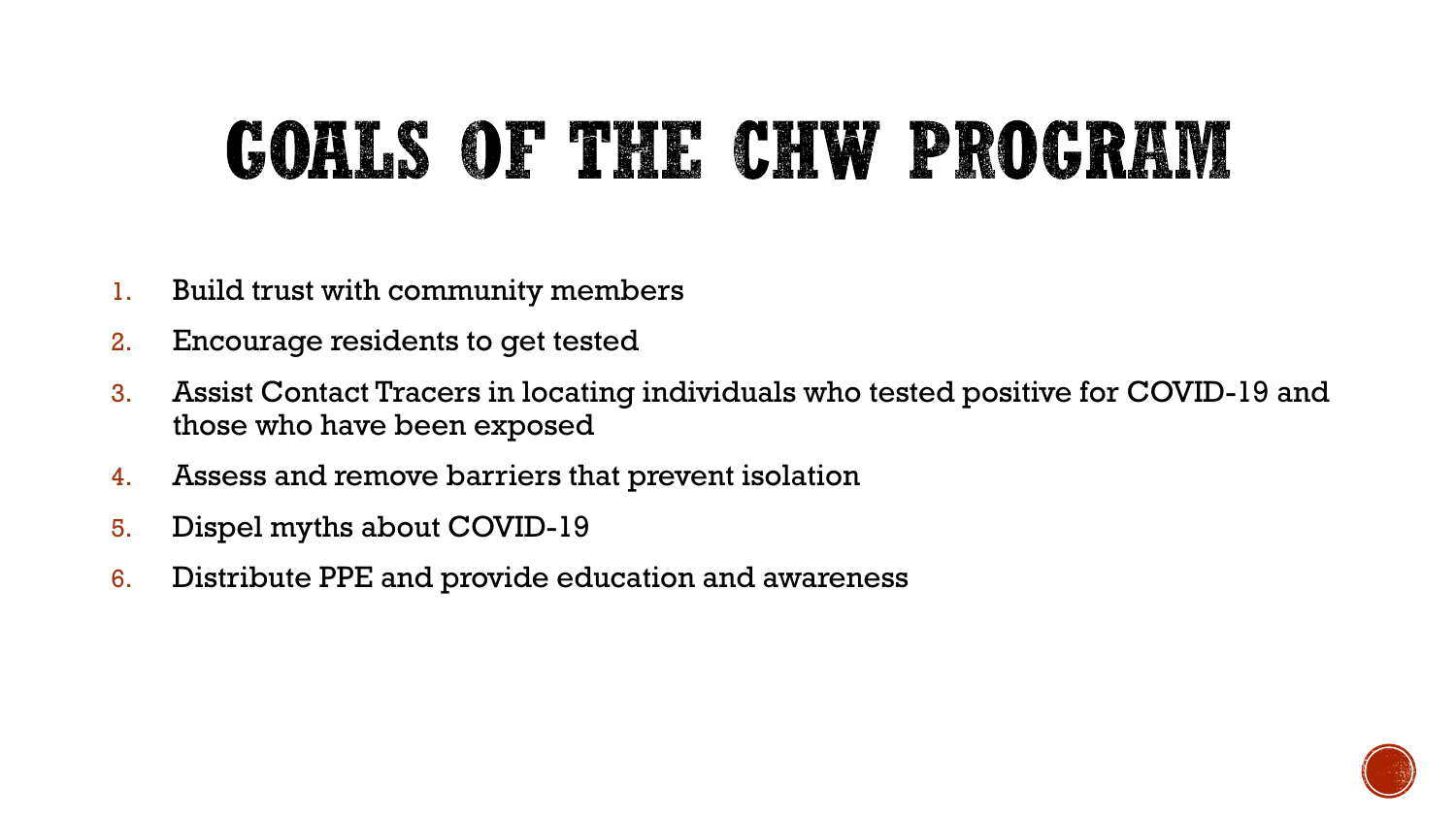# GOALS OF THE CHW PROGRAM

1. Build trust with community members
2. Encourage residents to get tested
3. Assist Contact Tracers in locating individuals who tested positive for COVID-19 and those who have been exposed
4. Assess and remove barriers that prevent isolation
5. Dispel myths about COVID-19
6. Distribute PPE and provide education and awareness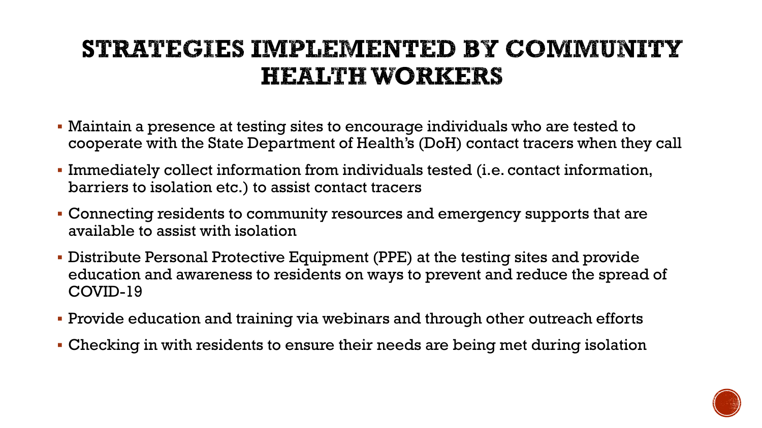# STRATEGIES IMPLEMENTED BY COMMUNITY HEALTH WORKERS

- Maintain a presence at testing sites to encourage individuals who are tested to cooperate with the State Department of Health's (DoH) contact tracers when they call
- Immediately collect information from individuals tested (i.e. contact information, barriers to isolation etc.) to assist contact tracers
- Connecting residents to community resources and emergency supports that are available to assist with isolation
- Distribute Personal Protective Equipment (PPE) at the testing sites and provide education and awareness to residents on ways to prevent and reduce the spread of COVID-19
- Provide education and training via webinars and through other outreach efforts
- Checking in with residents to ensure their needs are being met during isolation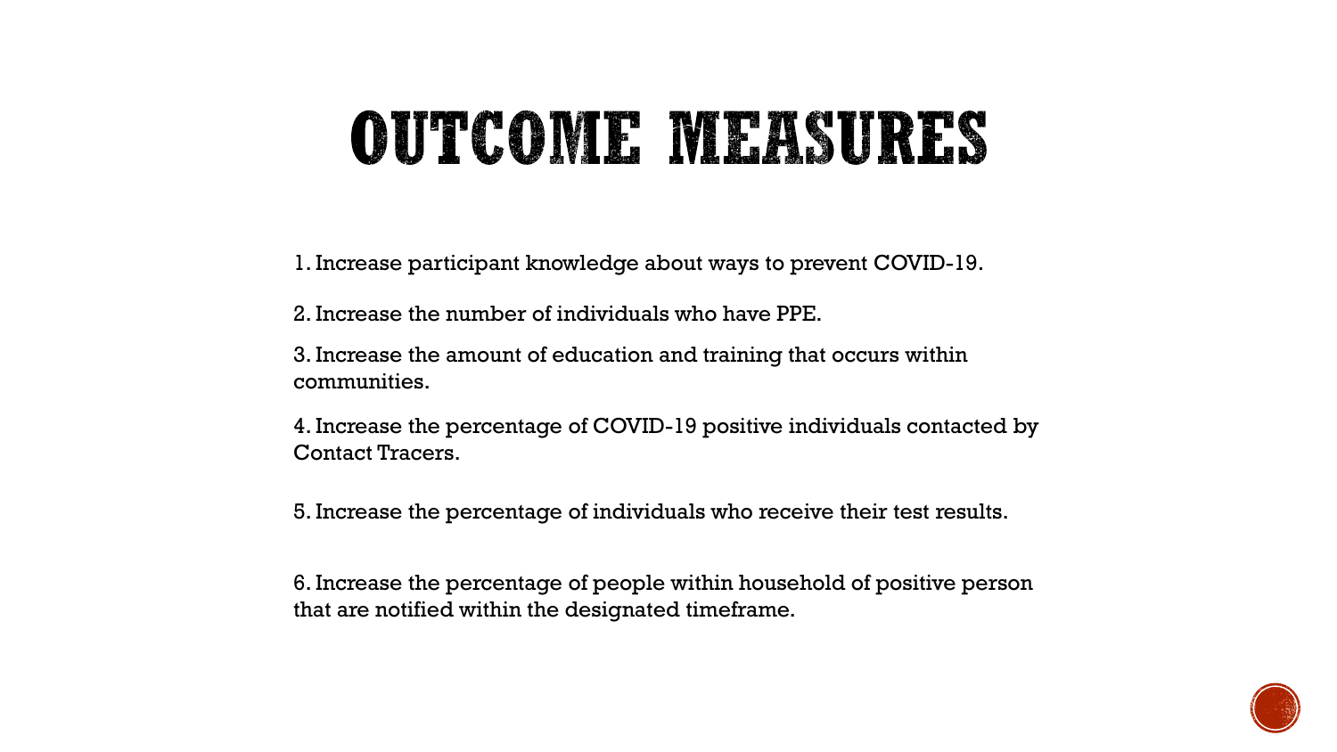# OUTCOME MEASURES

1. Increase participant knowledge about ways to prevent COVID-19.
2. Increase the number of individuals who have PPE.
3. Increase the amount of education and training that occurs within communities.
4. Increase the percentage of COVID-19 positive individuals contacted by Contact Tracers.
5. Increase the percentage of individuals who receive their test results.
6. Increase the percentage of people within household of positive person that are notified within the designated timeframe.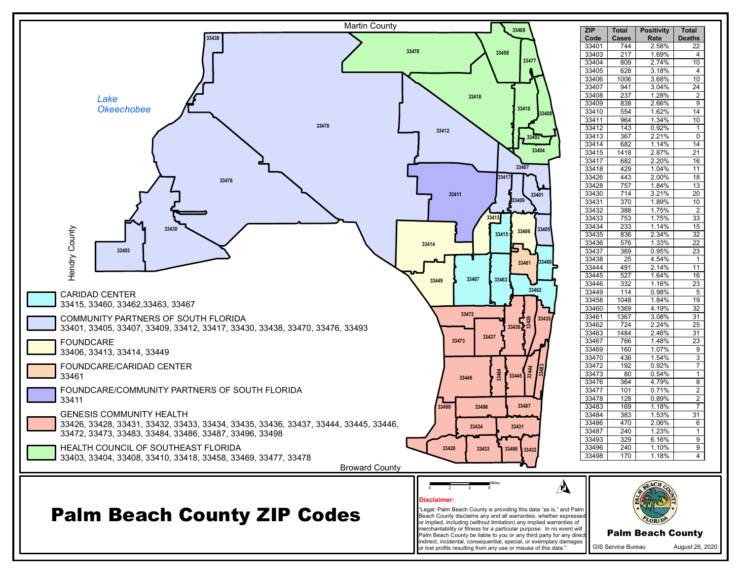# Palm Beach County ZIP Codes

Martin County

Broward County

Hendry County

Lake Okeechobee

CARIDAD CENTER
33415, 33460, 33462,33463, 33467

COMMUNITY PARTNERS OF SOUTH FLORIDA
33401, 33405, 33407, 33409, 33412, 33417, 33430, 33438, 33470, 33476, 33493

FOUNDCARE
33406, 33413, 33414, 33449

FOUNDCARE/CARIDAD CENTER
33461

FOUNDCARE/COMMUNITY PARTNERS OF SOUTH FLORIDA
33411

GENESIS COMMUNITY HEALTH
33426, 33428, 33431, 33432, 33433, 33434, 33435, 33436, 33437, 33444, 33445, 33446, 33472, 33473, 33483, 33484, 33486, 33487, 33496, 33498

HEALTH COUNCIL OF SOUTHEAST FLORIDA
33403, 33404, 33408, 33410, 33418, 33458, 33469, 33477, 33478

| ZIP Code | Total Cases | Positivity Rate | Total Deaths |
|---|---|---|---|
| 33401 | 744 | 2.58% | 22 |
| 33403 | 217 | 1.69% | 4 |
| 33404 | 809 | 2.74% | 10 |
| 33405 | 628 | 3.18% | 4 |
| 33406 | 1006 | 3.68% | 10 |
| 33407 | 941 | 3.04% | 24 |
| 33408 | 237 | 1.28% | 2 |
| 33409 | 838 | 2.66% | 9 |
| 33410 | 554 | 1.62% | 14 |
| 33411 | 964 | 1.34% | 10 |
| 33412 | 143 | 0.92% | 1 |
| 33413 | 367 | 2.21% | 0 |
| 33414 | 682 | 1.14% | 14 |
| 33415 | 1418 | 2.87% | 21 |
| 33417 | 682 | 2.20% | 16 |
| 33418 | 429 | 1.04% | 11 |
| 33426 | 443 | 2.00% | 18 |
| 33428 | 757 | 1.84% | 13 |
| 33430 | 714 | 3.21% | 20 |
| 33431 | 370 | 1.89% | 10 |
| 33432 | 388 | 1.75% | 2 |
| 33433 | 753 | 1.75% | 33 |
| 33434 | 233 | 1.14% | 15 |
| 33435 | 836 | 2.34% | 32 |
| 33436 | 576 | 1.33% | 22 |
| 33437 | 369 | 0.95% | 23 |
| 33438 | 25 | 4.54% | 1 |
| 33444 | 491 | 2.14% | 11 |
| 33445 | 527 | 1.64% | 16 |
| 33446 | 332 | 1.16% | 23 |
| 33449 | 114 | 0.98% | 5 |
| 33458 | 1048 | 1.84% | 19 |
| 33460 | 1369 | 4.19% | 32 |
| 33461 | 1367 | 3.08% | 31 |
| 33462 | 724 | 2.24% | 25 |
| 33463 | 1484 | 2.46% | 31 |
| 33467 | 766 | 1.48% | 23 |
| 33469 | 160 | 1.07% | 9 |
| 33470 | 436 | 1.54% | 3 |
| 33472 | 192 | 0.92% | 7 |
| 33473 | 80 | 0.54% | 1 |
| 33476 | 364 | 4.79% | 8 |
| 33477 | 101 | 0.71% | 2 |
| 33478 | 128 | 0.89% | 2 |
| 33483 | 169 | 1.18% | 7 |
| 33484 | 383 | 1.53% | 31 |
| 33486 | 470 | 2.06% | 6 |
| 33487 | 240 | 1.23% | 1 |
| 33493 | 329 | 6.16% | 9 |
| 33496 | 240 | 1.10% | 9 |
| 33498 | 170 | 1.18% | 4 |

Miles
0 2 4 6

**Disclaimer:**

"Legal: Palm Beach County is providing this data "as is," and Palm Beach County disclaims any and all warranties, whether expressed or implied, including (without limitation) any implied warranties of merchantability or fitness for a particular purpose. In no event will Palm Beach County be liable to you or any third party for any direct, indirect, incidental, consequential, special, or exemplary damages or lost profits resulting from any use or misuse of this data."

**Palm Beach County**

GIS Service Bureau

August 26, 2020